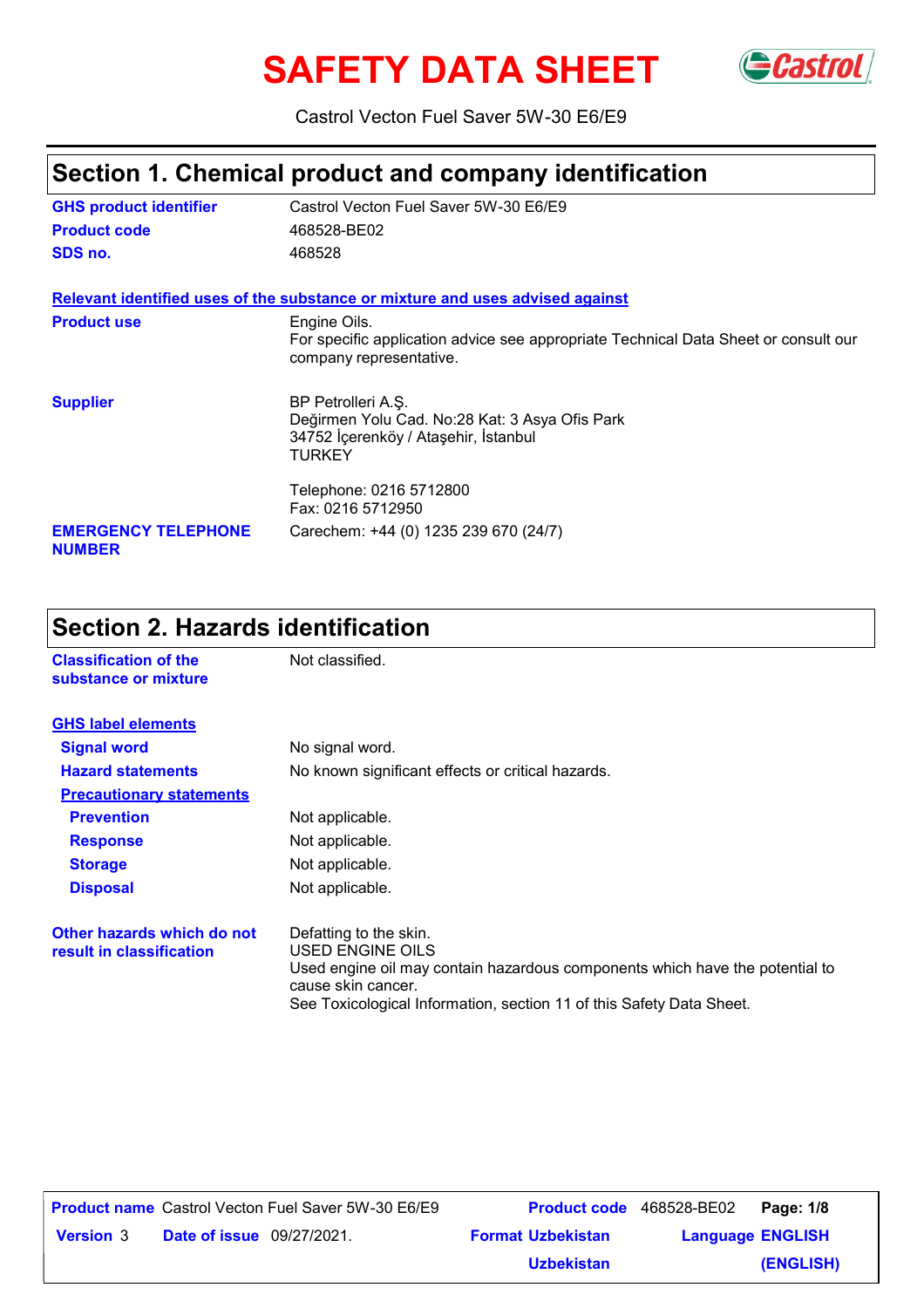# SAFETY DATA SHEET

Castrol Vecton Fuel Saver 5W-30 E6/E9

## Section 1. Chemical product and company identification

| | |
|---|---|
| **GHS product identifier** | Castrol Vecton Fuel Saver 5W-30 E6/E9 |
| **Product code** | 468528-BE02 |
| **SDS no.** | 468528 |

**Relevant identified uses of the substance or mixture and uses advised against**

| | |
|---|---|
| **Product use** | Engine Oils.<br>For specific application advice see appropriate Technical Data Sheet or consult our company representative. |
| **Supplier** | BP Petrolleri A.Ş.<br>Değirmen Yolu Cad. No:28 Kat: 3 Asya Ofis Park<br>34752 İçerenköy / Ataşehir, İstanbul<br>TURKEY<br><br>Telephone: 0216 5712800<br>Fax: 0216 5712950 |
| **EMERGENCY TELEPHONE NUMBER** | Carechem: +44 (0) 1235 239 670 (24/7) |

## Section 2. Hazards identification

| | |
|---|---|
| **Classification of the substance or mixture** | Not classified. |

**GHS label elements**

| | |
|---|---|
| **Signal word** | No signal word. |
| **Hazard statements** | No known significant effects or critical hazards. |

**Precautionary statements**

| | |
|---|---|
| **Prevention** | Not applicable. |
| **Response** | Not applicable. |
| **Storage** | Not applicable. |
| **Disposal** | Not applicable. |

| | |
|---|---|
| **Other hazards which do not result in classification** | Defatting to the skin.<br>USED ENGINE OILS<br>Used engine oil may contain hazardous components which have the potential to cause skin cancer.<br>See Toxicological Information, section 11 of this Safety Data Sheet. |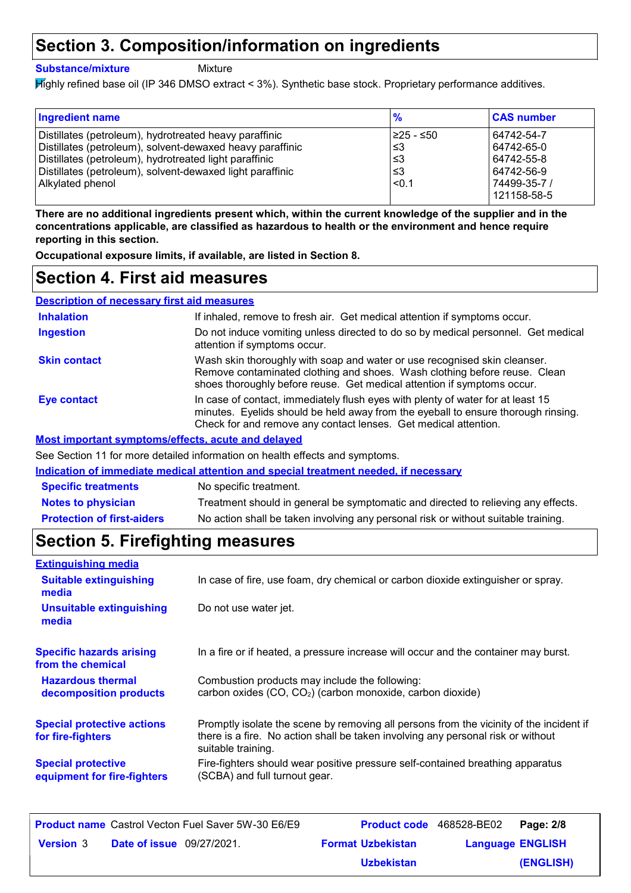## Section 3. Composition/information on ingredients

**Substance/mixture** Mixture

Highly refined base oil (IP 346 DMSO extract < 3%). Synthetic base stock. Proprietary performance additives.

| Ingredient name | % | CAS number |
|---|---|---|
| Distillates (petroleum), hydrotreated heavy paraffinic | ≥25 - ≤50 | 64742-54-7 |
| Distillates (petroleum), solvent-dewaxed heavy paraffinic | ≤3 | 64742-65-0 |
| Distillates (petroleum), hydrotreated light paraffinic | ≤3 | 64742-55-8 |
| Distillates (petroleum), solvent-dewaxed light paraffinic | ≤3 | 64742-56-9 |
| Alkylated phenol | <0.1 | 74499-35-7 / 121158-58-5 |

**There are no additional ingredients present which, within the current knowledge of the supplier and in the concentrations applicable, are classified as hazardous to health or the environment and hence require reporting in this section.**

**Occupational exposure limits, if available, are listed in Section 8.**

## Section 4. First aid measures

**Description of necessary first aid measures**

**Inhalation** If inhaled, remove to fresh air. Get medical attention if symptoms occur.

**Ingestion** Do not induce vomiting unless directed to do so by medical personnel. Get medical attention if symptoms occur.

**Skin contact** Wash skin thoroughly with soap and water or use recognised skin cleanser. Remove contaminated clothing and shoes. Wash clothing before reuse. Clean shoes thoroughly before reuse. Get medical attention if symptoms occur.

**Eye contact** In case of contact, immediately flush eyes with plenty of water for at least 15 minutes. Eyelids should be held away from the eyeball to ensure thorough rinsing. Check for and remove any contact lenses. Get medical attention.

**Most important symptoms/effects, acute and delayed**

See Section 11 for more detailed information on health effects and symptoms.

**Indication of immediate medical attention and special treatment needed, if necessary**

**Specific treatments** No specific treatment.

**Notes to physician** Treatment should in general be symptomatic and directed to relieving any effects.

**Protection of first-aiders** No action shall be taken involving any personal risk or without suitable training.

## Section 5. Firefighting measures

**Extinguishing media**

**Suitable extinguishing media** In case of fire, use foam, dry chemical or carbon dioxide extinguisher or spray.

**Unsuitable extinguishing media** Do not use water jet.

**Specific hazards arising from the chemical** In a fire or if heated, a pressure increase will occur and the container may burst.

**Hazardous thermal decomposition products** Combustion products may include the following:
carbon oxides ($CO$, $CO_2$) (carbon monoxide, carbon dioxide)

**Special protective actions for fire-fighters** Promptly isolate the scene by removing all persons from the vicinity of the incident if there is a fire. No action shall be taken involving any personal risk or without suitable training.

**Special protective equipment for fire-fighters** Fire-fighters should wear positive pressure self-contained breathing apparatus (SCBA) and full turnout gear.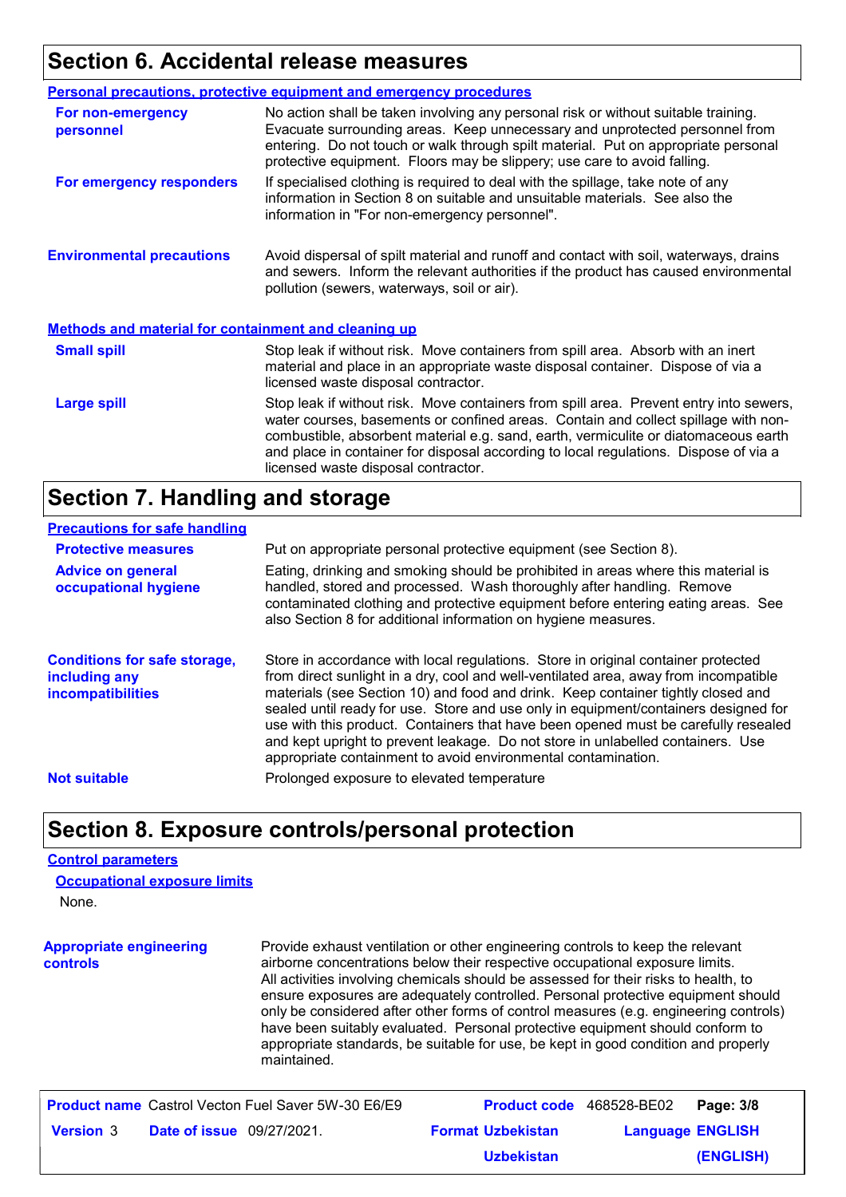## Section 6. Accidental release measures

### Personal precautions, protective equipment and emergency procedures

**For non-emergency personnel**

No action shall be taken involving any personal risk or without suitable training. Evacuate surrounding areas. Keep unnecessary and unprotected personnel from entering. Do not touch or walk through spilt material. Put on appropriate personal protective equipment. Floors may be slippery; use care to avoid falling.

**For emergency responders**

If specialised clothing is required to deal with the spillage, take note of any information in Section 8 on suitable and unsuitable materials. See also the information in "For non-emergency personnel".

**Environmental precautions**

Avoid dispersal of spilt material and runoff and contact with soil, waterways, drains and sewers. Inform the relevant authorities if the product has caused environmental pollution (sewers, waterways, soil or air).

### Methods and material for containment and cleaning up

**Small spill**

Stop leak if without risk. Move containers from spill area. Absorb with an inert material and place in an appropriate waste disposal container. Dispose of via a licensed waste disposal contractor.

**Large spill**

Stop leak if without risk. Move containers from spill area. Prevent entry into sewers, water courses, basements or confined areas. Contain and collect spillage with non-combustible, absorbent material e.g. sand, earth, vermiculite or diatomaceous earth and place in container for disposal according to local regulations. Dispose of via a licensed waste disposal contractor.

## Section 7. Handling and storage

### Precautions for safe handling

**Protective measures**

Put on appropriate personal protective equipment (see Section 8).

**Advice on general occupational hygiene**

Eating, drinking and smoking should be prohibited in areas where this material is handled, stored and processed. Wash thoroughly after handling. Remove contaminated clothing and protective equipment before entering eating areas. See also Section 8 for additional information on hygiene measures.

**Conditions for safe storage, including any incompatibilities**

Store in accordance with local regulations. Store in original container protected from direct sunlight in a dry, cool and well-ventilated area, away from incompatible materials (see Section 10) and food and drink. Keep container tightly closed and sealed until ready for use. Store and use only in equipment/containers designed for use with this product. Containers that have been opened must be carefully resealed and kept upright to prevent leakage. Do not store in unlabelled containers. Use appropriate containment to avoid environmental contamination.

**Not suitable**

Prolonged exposure to elevated temperature

## Section 8. Exposure controls/personal protection

### Control parameters

#### Occupational exposure limits

None.

**Appropriate engineering controls**

Provide exhaust ventilation or other engineering controls to keep the relevant airborne concentrations below their respective occupational exposure limits. All activities involving chemicals should be assessed for their risks to health, to ensure exposures are adequately controlled. Personal protective equipment should only be considered after other forms of control measures (e.g. engineering controls) have been suitably evaluated. Personal protective equipment should conform to appropriate standards, be suitable for use, be kept in good condition and properly maintained.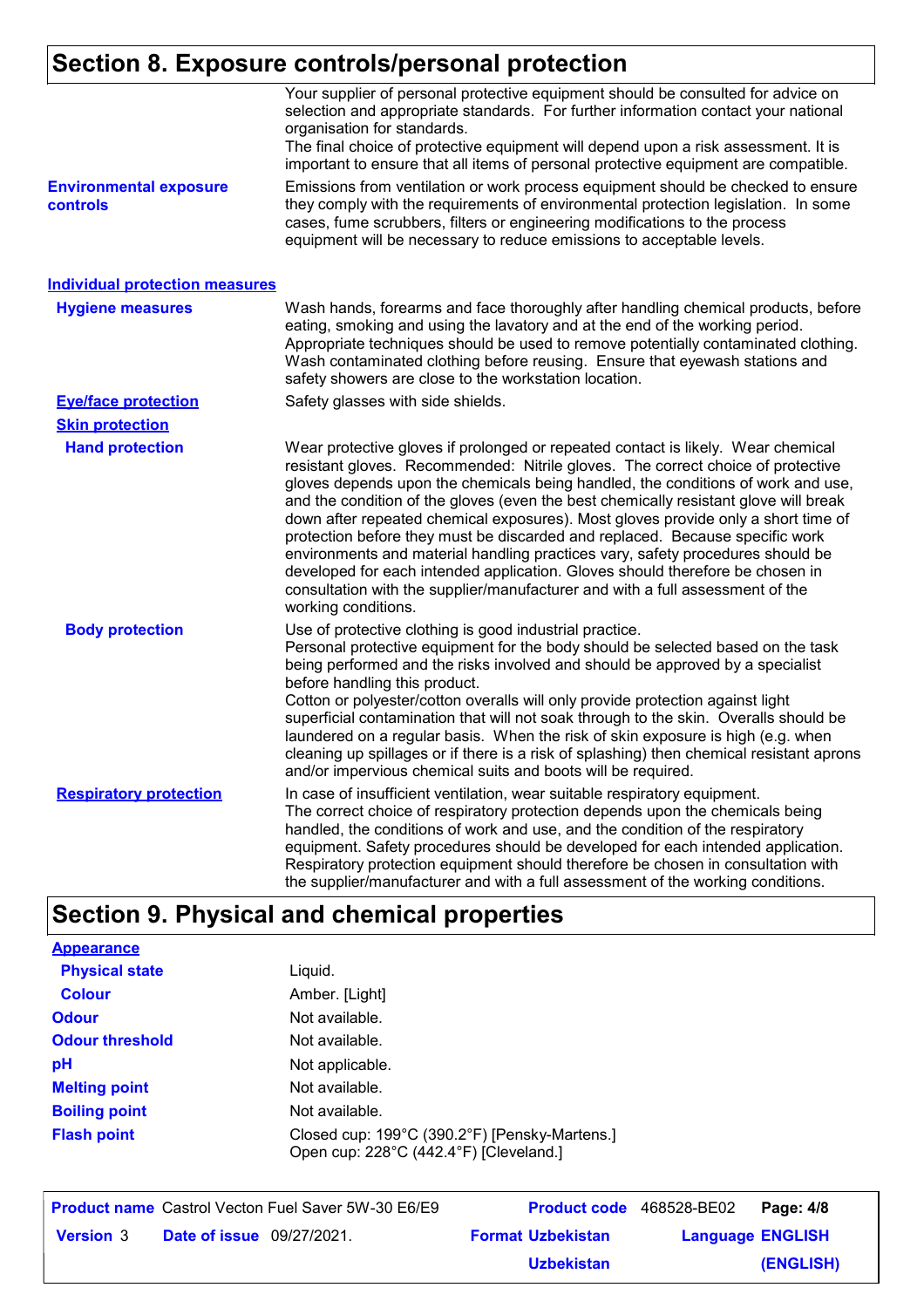## Section 8. Exposure controls/personal protection

Your supplier of personal protective equipment should be consulted for advice on selection and appropriate standards. For further information contact your national organisation for standards.
The final choice of protective equipment will depend upon a risk assessment. It is important to ensure that all items of personal protective equipment are compatible.

**Environmental exposure controls**: Emissions from ventilation or work process equipment should be checked to ensure they comply with the requirements of environmental protection legislation. In some cases, fume scrubbers, filters or engineering modifications to the process equipment will be necessary to reduce emissions to acceptable levels.

### Individual protection measures

**Hygiene measures**: Wash hands, forearms and face thoroughly after handling chemical products, before eating, smoking and using the lavatory and at the end of the working period. Appropriate techniques should be used to remove potentially contaminated clothing. Wash contaminated clothing before reusing. Ensure that eyewash stations and safety showers are close to the workstation location.

**Eye/face protection**: Safety glasses with side shields.

**Skin protection**

**Hand protection**: Wear protective gloves if prolonged or repeated contact is likely. Wear chemical resistant gloves. Recommended: Nitrile gloves. The correct choice of protective gloves depends upon the chemicals being handled, the conditions of work and use, and the condition of the gloves (even the best chemically resistant glove will break down after repeated chemical exposures). Most gloves provide only a short time of protection before they must be discarded and replaced. Because specific work environments and material handling practices vary, safety procedures should be developed for each intended application. Gloves should therefore be chosen in consultation with the supplier/manufacturer and with a full assessment of the working conditions.

**Body protection**: Use of protective clothing is good industrial practice.
Personal protective equipment for the body should be selected based on the task being performed and the risks involved and should be approved by a specialist before handling this product.
Cotton or polyester/cotton overalls will only provide protection against light superficial contamination that will not soak through to the skin. Overalls should be laundered on a regular basis. When the risk of skin exposure is high (e.g. when cleaning up spillages or if there is a risk of splashing) then chemical resistant aprons and/or impervious chemical suits and boots will be required.

**Respiratory protection**: In case of insufficient ventilation, wear suitable respiratory equipment.
The correct choice of respiratory protection depends upon the chemicals being handled, the conditions of work and use, and the condition of the respiratory equipment. Safety procedures should be developed for each intended application. Respiratory protection equipment should therefore be chosen in consultation with the supplier/manufacturer and with a full assessment of the working conditions.

## Section 9. Physical and chemical properties

**Appearance**

| | |
|---|---|
| **Physical state** | Liquid. |
| **Colour** | Amber. [Light] |
| **Odour** | Not available. |
| **Odour threshold** | Not available. |
| **pH** | Not applicable. |
| **Melting point** | Not available. |
| **Boiling point** | Not available. |
| **Flash point** | Closed cup: 199°C (390.2°F) [Pensky-Martens.]<br>Open cup: 228°C (442.4°F) [Cleveland.] |

| | | | | | |
|---|---|---|---|---|---|
| **Product name** | Castrol Vecton Fuel Saver 5W-30 E6/E9 | **Product code** | 468528-BE02 | **Page: 4/8** | |
| **Version** 3 | **Date of issue** 09/27/2021. | **Format** Uzbekistan Uzbekistan | | **Language** ENGLISH (ENGLISH) | |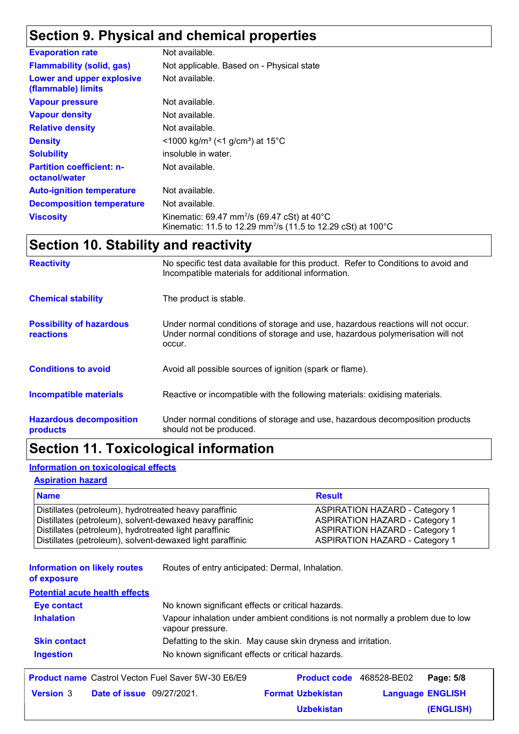## Section 9. Physical and chemical properties

| | |
|---|---|
| **Evaporation rate** | Not available. |
| **Flammability (solid, gas)** | Not applicable. Based on - Physical state |
| **Lower and upper explosive (flammable) limits** | Not available. |
| **Vapour pressure** | Not available. |
| **Vapour density** | Not available. |
| **Relative density** | Not available. |
| **Density** | <1000 kg/m³ (<1 g/cm³) at 15°C |
| **Solubility** | insoluble in water. |
| **Partition coefficient: n-octanol/water** | Not available. |
| **Auto-ignition temperature** | Not available. |
| **Decomposition temperature** | Not available. |
| **Viscosity** | Kinematic: 69.47 $mm^2/s$ (69.47 cSt) at 40°C<br>Kinematic: 11.5 to 12.29 $mm^2/s$ (11.5 to 12.29 cSt) at 100°C |

## Section 10. Stability and reactivity

| | |
|---|---|
| **Reactivity** | No specific test data available for this product. Refer to Conditions to avoid and Incompatible materials for additional information. |
| **Chemical stability** | The product is stable. |
| **Possibility of hazardous reactions** | Under normal conditions of storage and use, hazardous reactions will not occur.<br>Under normal conditions of storage and use, hazardous polymerisation will not occur. |
| **Conditions to avoid** | Avoid all possible sources of ignition (spark or flame). |
| **Incompatible materials** | Reactive or incompatible with the following materials: oxidising materials. |
| **Hazardous decomposition products** | Under normal conditions of storage and use, hazardous decomposition products should not be produced. |

## Section 11. Toxicological information

### Information on toxicological effects

#### Aspiration hazard

| Name | Result |
|---|---|
| Distillates (petroleum), hydrotreated heavy paraffinic | ASPIRATION HAZARD - Category 1 |
| Distillates (petroleum), solvent-dewaxed heavy paraffinic | ASPIRATION HAZARD - Category 1 |
| Distillates (petroleum), hydrotreated light paraffinic | ASPIRATION HAZARD - Category 1 |
| Distillates (petroleum), solvent-dewaxed light paraffinic | ASPIRATION HAZARD - Category 1 |

**Information on likely routes of exposure**: Routes of entry anticipated: Dermal, Inhalation.

#### Potential acute health effects

| | |
|---|---|
| **Eye contact** | No known significant effects or critical hazards. |
| **Inhalation** | Vapour inhalation under ambient conditions is not normally a problem due to low vapour pressure. |
| **Skin contact** | Defatting to the skin. May cause skin dryness and irritation. |
| **Ingestion** | No known significant effects or critical hazards. |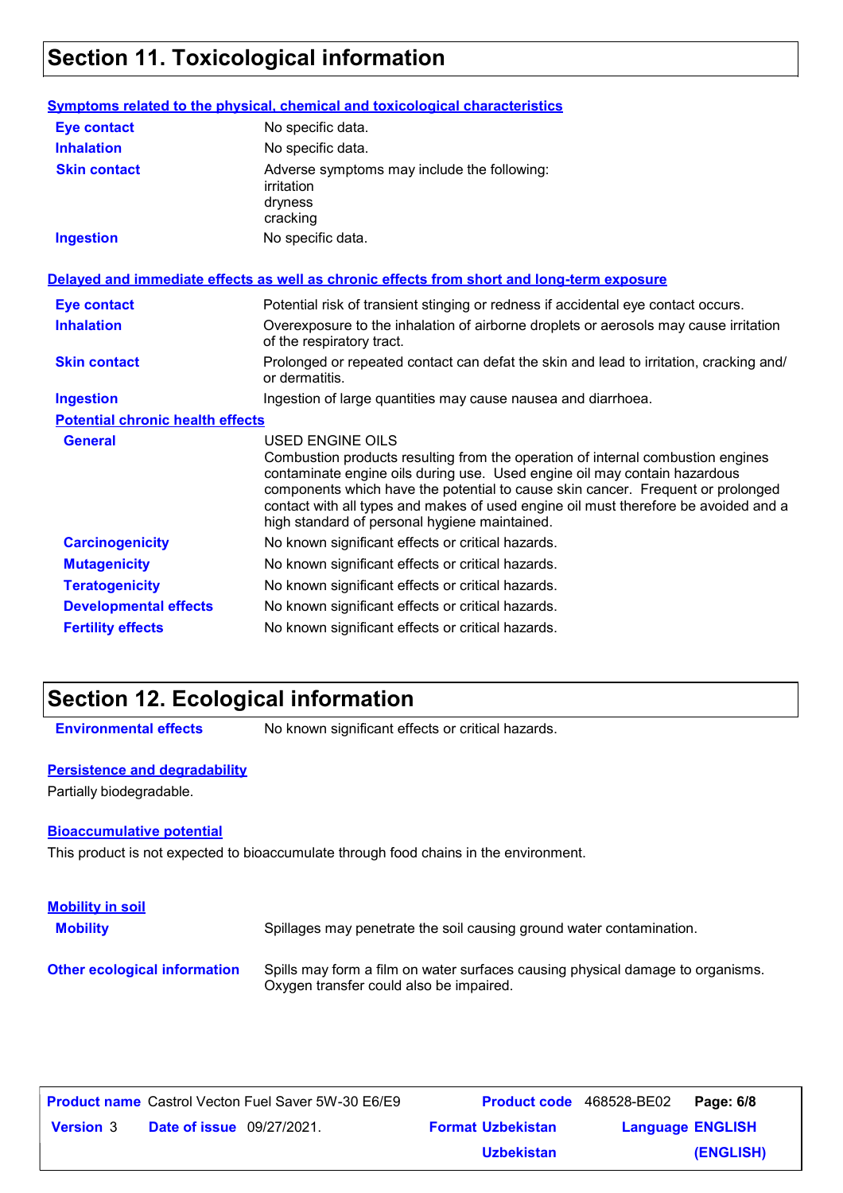## Section 11. Toxicological information

### Symptoms related to the physical, chemical and toxicological characteristics

| | |
|---|---|
| **Eye contact** | No specific data. |
| **Inhalation** | No specific data. |
| **Skin contact** | Adverse symptoms may include the following:<br>irritation<br>dryness<br>cracking |
| **Ingestion** | No specific data. |

### Delayed and immediate effects as well as chronic effects from short and long-term exposure

| | |
|---|---|
| **Eye contact** | Potential risk of transient stinging or redness if accidental eye contact occurs. |
| **Inhalation** | Overexposure to the inhalation of airborne droplets or aerosols may cause irritation of the respiratory tract. |
| **Skin contact** | Prolonged or repeated contact can defat the skin and lead to irritation, cracking and/ or dermatitis. |
| **Ingestion** | Ingestion of large quantities may cause nausea and diarrhoea. |

#### Potential chronic health effects

| | |
|---|---|
| **General** | USED ENGINE OILS<br>Combustion products resulting from the operation of internal combustion engines contaminate engine oils during use. Used engine oil may contain hazardous components which have the potential to cause skin cancer. Frequent or prolonged contact with all types and makes of used engine oil must therefore be avoided and a high standard of personal hygiene maintained. |
| **Carcinogenicity** | No known significant effects or critical hazards. |
| **Mutagenicity** | No known significant effects or critical hazards. |
| **Teratogenicity** | No known significant effects or critical hazards. |
| **Developmental effects** | No known significant effects or critical hazards. |
| **Fertility effects** | No known significant effects or critical hazards. |

## Section 12. Ecological information

**Environmental effects** No known significant effects or critical hazards.

### Persistence and degradability

Partially biodegradable.

### Bioaccumulative potential

This product is not expected to bioaccumulate through food chains in the environment.

### Mobility in soil

**Mobility** Spillages may penetrate the soil causing ground water contamination.

**Other ecological information** Spills may form a film on water surfaces causing physical damage to organisms. Oxygen transfer could also be impaired.

| **Product name** | Castrol Vecton Fuel Saver 5W-30 E6/E9 | **Product code** | 468528-BE02 |
|---|---|---|---|
| **Version** 3 | **Date of issue** 09/27/2021. | **Format** Uzbekistan Uzbekistan | **Language** ENGLISH (ENGLISH) |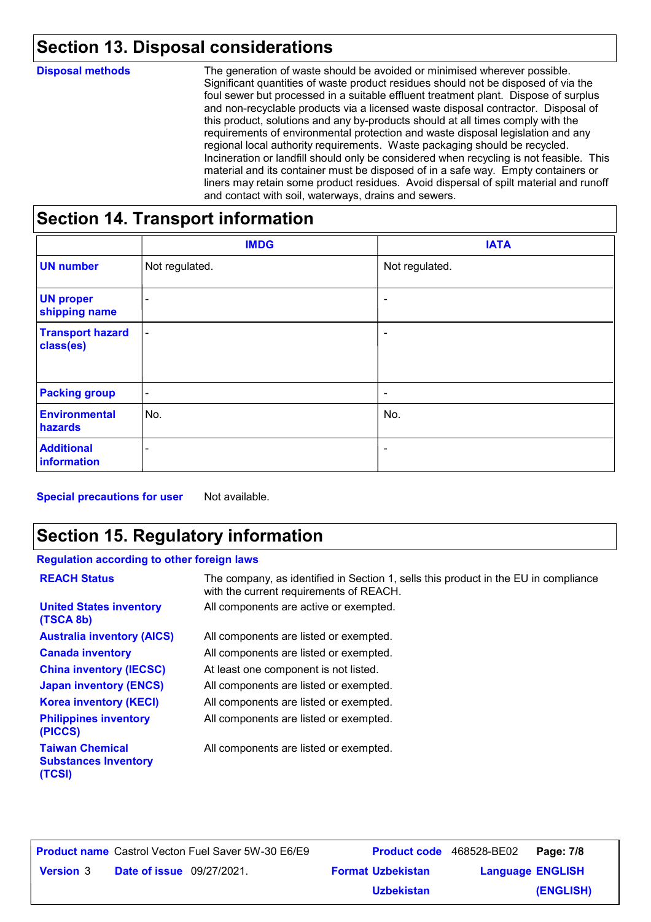## Section 13. Disposal considerations

**Disposal methods**

The generation of waste should be avoided or minimised wherever possible. Significant quantities of waste product residues should not be disposed of via the foul sewer but processed in a suitable effluent treatment plant. Dispose of surplus and non-recyclable products via a licensed waste disposal contractor. Disposal of this product, solutions and any by-products should at all times comply with the requirements of environmental protection and waste disposal legislation and any regional local authority requirements. Waste packaging should be recycled. Incineration or landfill should only be considered when recycling is not feasible. This material and its container must be disposed of in a safe way. Empty containers or liners may retain some product residues. Avoid dispersal of spilt material and runoff and contact with soil, waterways, drains and sewers.

## Section 14. Transport information

| | IMDG | IATA |
|---|---|---|
| **UN number** | Not regulated. | Not regulated. |
| **UN proper shipping name** | - | - |
| **Transport hazard class(es)** | - | - |
| **Packing group** | - | - |
| **Environmental hazards** | No. | No. |
| **Additional information** | - | - |

**Special precautions for user** Not available.

## Section 15. Regulatory information

**Regulation according to other foreign laws**

| | |
|---|---|
| **REACH Status** | The company, as identified in Section 1, sells this product in the EU in compliance with the current requirements of REACH. |
| **United States inventory (TSCA 8b)** | All components are active or exempted. |
| **Australia inventory (AICS)** | All components are listed or exempted. |
| **Canada inventory** | All components are listed or exempted. |
| **China inventory (IECSC)** | At least one component is not listed. |
| **Japan inventory (ENCS)** | All components are listed or exempted. |
| **Korea inventory (KECI)** | All components are listed or exempted. |
| **Philippines inventory (PICCS)** | All components are listed or exempted. |
| **Taiwan Chemical Substances Inventory (TCSI)** | All components are listed or exempted. |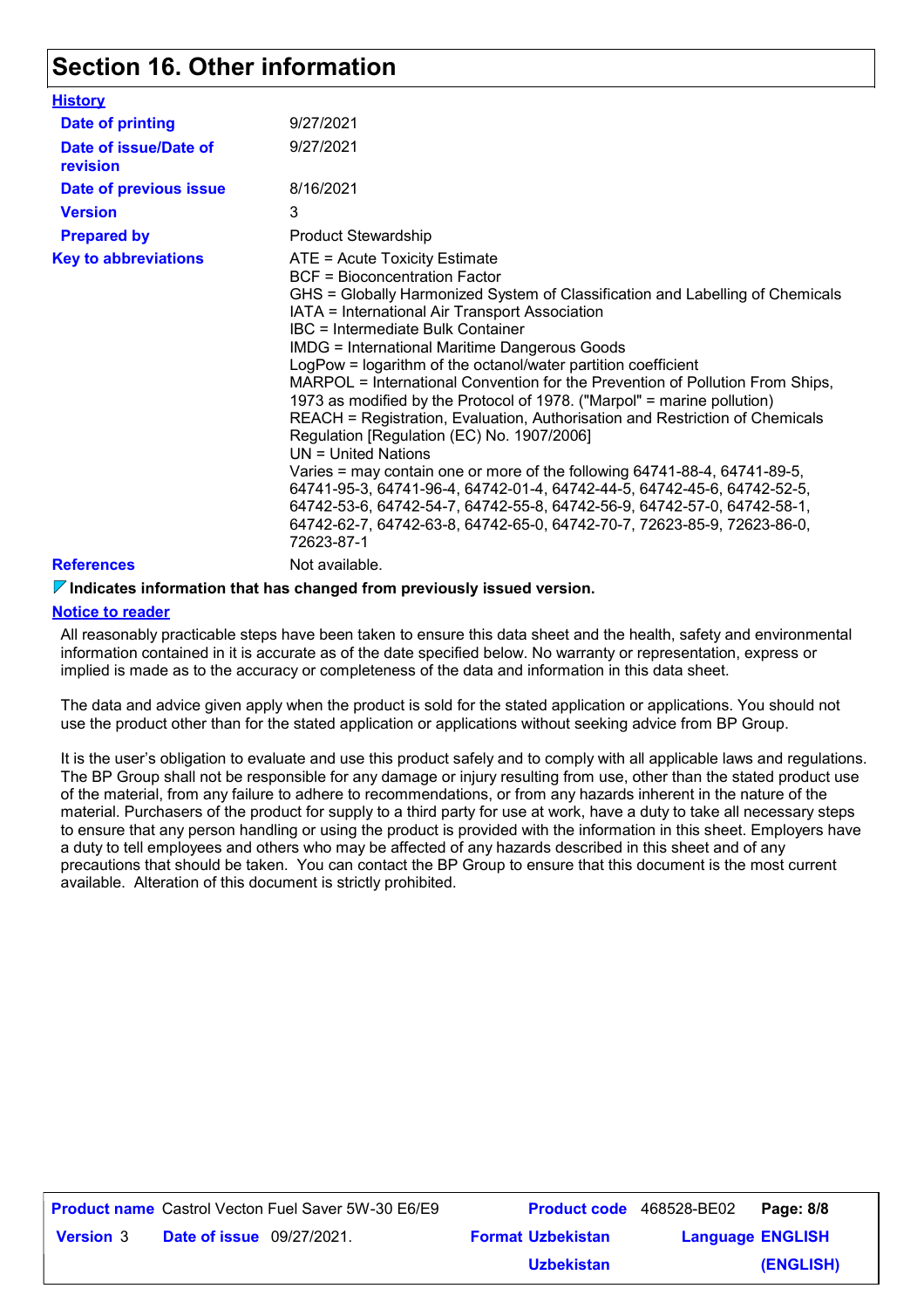# Section 16. Other information

**History**

| | |
|---|---|
| **Date of printing** | 9/27/2021 |
| **Date of issue/Date of revision** | 9/27/2021 |
| **Date of previous issue** | 8/16/2021 |
| **Version** | 3 |
| **Prepared by** | Product Stewardship |

**Key to abbreviations**

ATE = Acute Toxicity Estimate
BCF = Bioconcentration Factor
GHS = Globally Harmonized System of Classification and Labelling of Chemicals
IATA = International Air Transport Association
IBC = Intermediate Bulk Container
IMDG = International Maritime Dangerous Goods
LogPow = logarithm of the octanol/water partition coefficient
MARPOL = International Convention for the Prevention of Pollution From Ships, 1973 as modified by the Protocol of 1978. ("Marpol" = marine pollution)
REACH = Registration, Evaluation, Authorisation and Restriction of Chemicals Regulation [Regulation (EC) No. 1907/2006]
UN = United Nations
Varies = may contain one or more of the following 64741-88-4, 64741-89-5, 64741-95-3, 64741-96-4, 64742-01-4, 64742-44-5, 64742-45-6, 64742-52-5, 64742-53-6, 64742-54-7, 64742-55-8, 64742-56-9, 64742-57-0, 64742-58-1, 64742-62-7, 64742-63-8, 64742-65-0, 64742-70-7, 72623-85-9, 72623-86-0, 72623-87-1

**References** Not available.

**Indicates information that has changed from previously issued version.**

**Notice to reader**

All reasonably practicable steps have been taken to ensure this data sheet and the health, safety and environmental information contained in it is accurate as of the date specified below. No warranty or representation, express or implied is made as to the accuracy or completeness of the data and information in this data sheet.

The data and advice given apply when the product is sold for the stated application or applications. You should not use the product other than for the stated application or applications without seeking advice from BP Group.

It is the user's obligation to evaluate and use this product safely and to comply with all applicable laws and regulations. The BP Group shall not be responsible for any damage or injury resulting from use, other than the stated product use of the material, from any failure to adhere to recommendations, or from any hazards inherent in the nature of the material. Purchasers of the product for supply to a third party for use at work, have a duty to take all necessary steps to ensure that any person handling or using the product is provided with the information in this sheet. Employers have a duty to tell employees and others who may be affected of any hazards described in this sheet and of any precautions that should be taken. You can contact the BP Group to ensure that this document is the most current available. Alteration of this document is strictly prohibited.